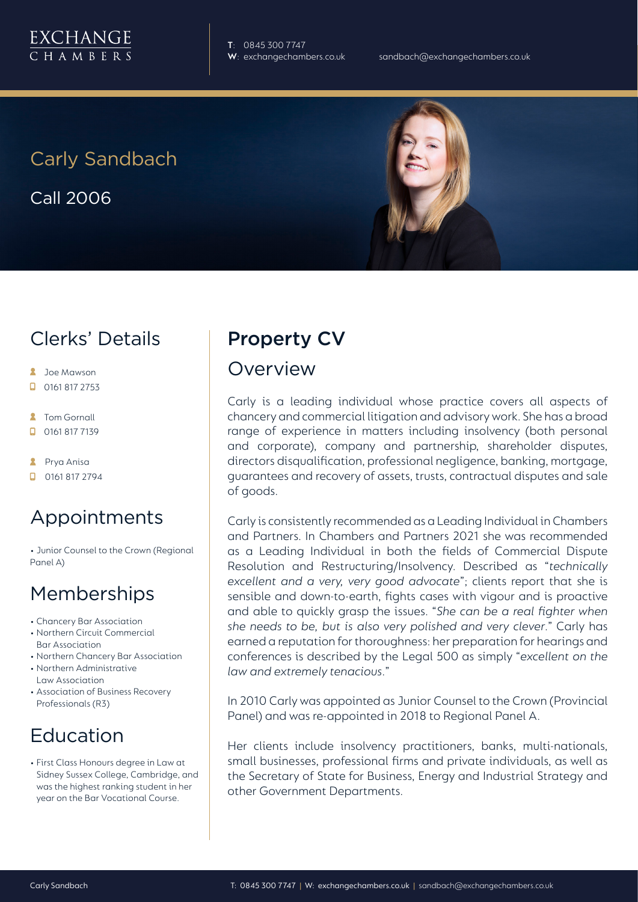EXCHANGE
CHAMBERS

**T**: 0845 300 7747
**W**: exchangechambers.co.uk

sandbach@exchangechambers.co.uk

# Carly Sandbach

Call 2006

## Clerks' Details

- Joe Mawson
- 0161 817 2753
- Tom Gornall
- 0161 817 7139
- Prya Anisa
- 0161 817 2794

## Appointments

- Junior Counsel to the Crown (Regional Panel A)

## Memberships

- Chancery Bar Association
- Northern Circuit Commercial Bar Association
- Northern Chancery Bar Association
- Northern Administrative Law Association
- Association of Business Recovery Professionals (R3)

## Education

- First Class Honours degree in Law at Sidney Sussex College, Cambridge, and was the highest ranking student in her year on the Bar Vocational Course.

## Property CV

### Overview

Carly is a leading individual whose practice covers all aspects of chancery and commercial litigation and advisory work. She has a broad range of experience in matters including insolvency (both personal and corporate), company and partnership, shareholder disputes, directors disqualification, professional negligence, banking, mortgage, guarantees and recovery of assets, trusts, contractual disputes and sale of goods.

Carly is consistently recommended as a Leading Individual in Chambers and Partners. In Chambers and Partners 2021 she was recommended as a Leading Individual in both the fields of Commercial Dispute Resolution and Restructuring/Insolvency. Described as "*technically excellent and a very, very good advocate*"; clients report that she is sensible and down-to-earth, fights cases with vigour and is proactive and able to quickly grasp the issues. "*She can be a real fighter when she needs to be, but is also very polished and very clever*." Carly has earned a reputation for thoroughness: her preparation for hearings and conferences is described by the Legal 500 as simply "*excellent on the law and extremely tenacious*."

In 2010 Carly was appointed as Junior Counsel to the Crown (Provincial Panel) and was re-appointed in 2018 to Regional Panel A.

Her clients include insolvency practitioners, banks, multi-nationals, small businesses, professional firms and private individuals, as well as the Secretary of State for Business, Energy and Industrial Strategy and other Government Departments.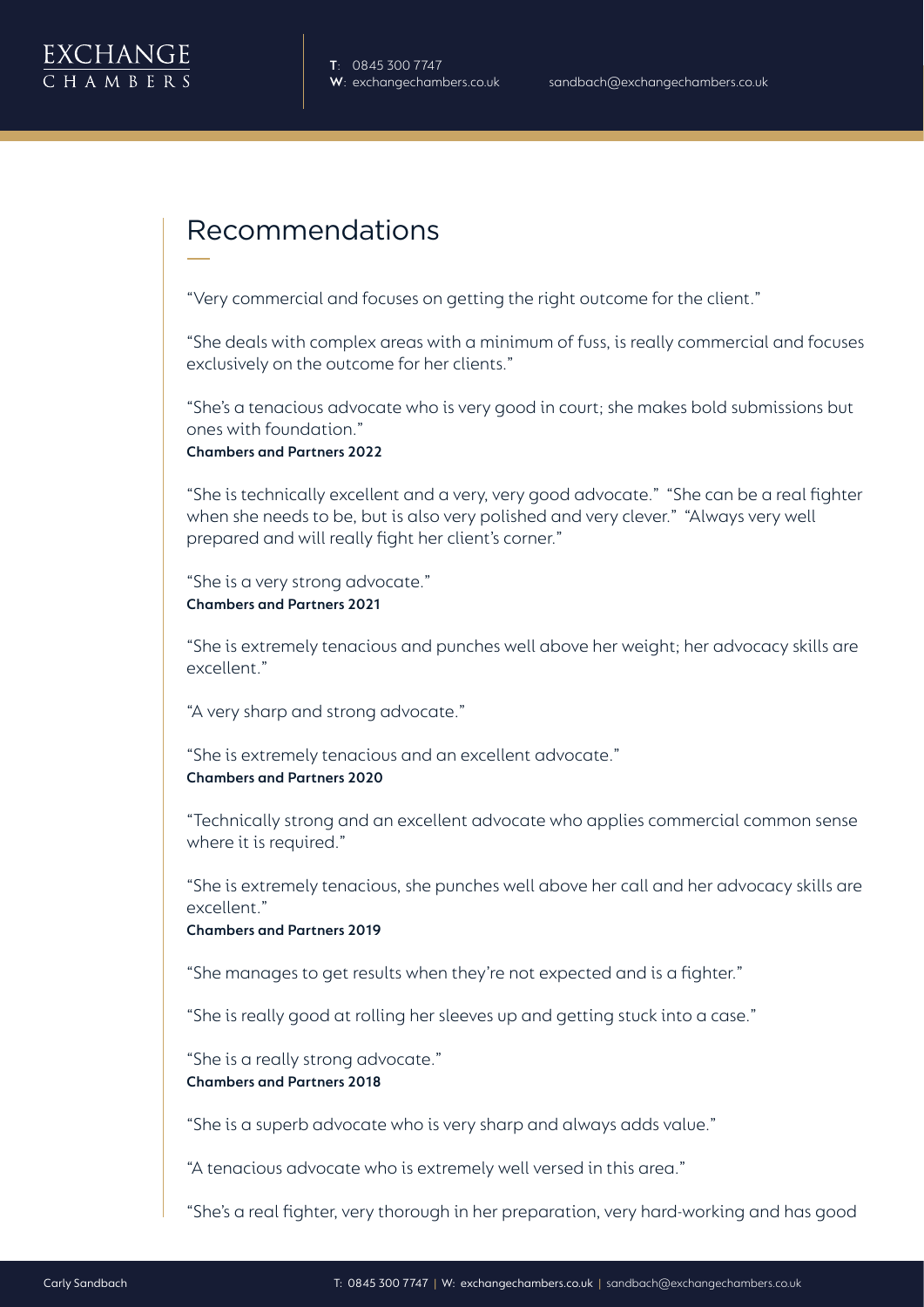## Recommendations

"Very commercial and focuses on getting the right outcome for the client."

"She deals with complex areas with a minimum of fuss, is really commercial and focuses exclusively on the outcome for her clients."

"She's a tenacious advocate who is very good in court; she makes bold submissions but ones with foundation."
**Chambers and Partners 2022**

"She is technically excellent and a very, very good advocate." "She can be a real fighter when she needs to be, but is also very polished and very clever." "Always very well prepared and will really fight her client's corner."

"She is a very strong advocate."
**Chambers and Partners 2021**

"She is extremely tenacious and punches well above her weight; her advocacy skills are excellent."

"A very sharp and strong advocate."

"She is extremely tenacious and an excellent advocate."
**Chambers and Partners 2020**

"Technically strong and an excellent advocate who applies commercial common sense where it is required."

"She is extremely tenacious, she punches well above her call and her advocacy skills are excellent."
**Chambers and Partners 2019**

"She manages to get results when they're not expected and is a fighter."

"She is really good at rolling her sleeves up and getting stuck into a case."

"She is a really strong advocate."
**Chambers and Partners 2018**

"She is a superb advocate who is very sharp and always adds value."

"A tenacious advocate who is extremely well versed in this area."

"She's a real fighter, very thorough in her preparation, very hard-working and has good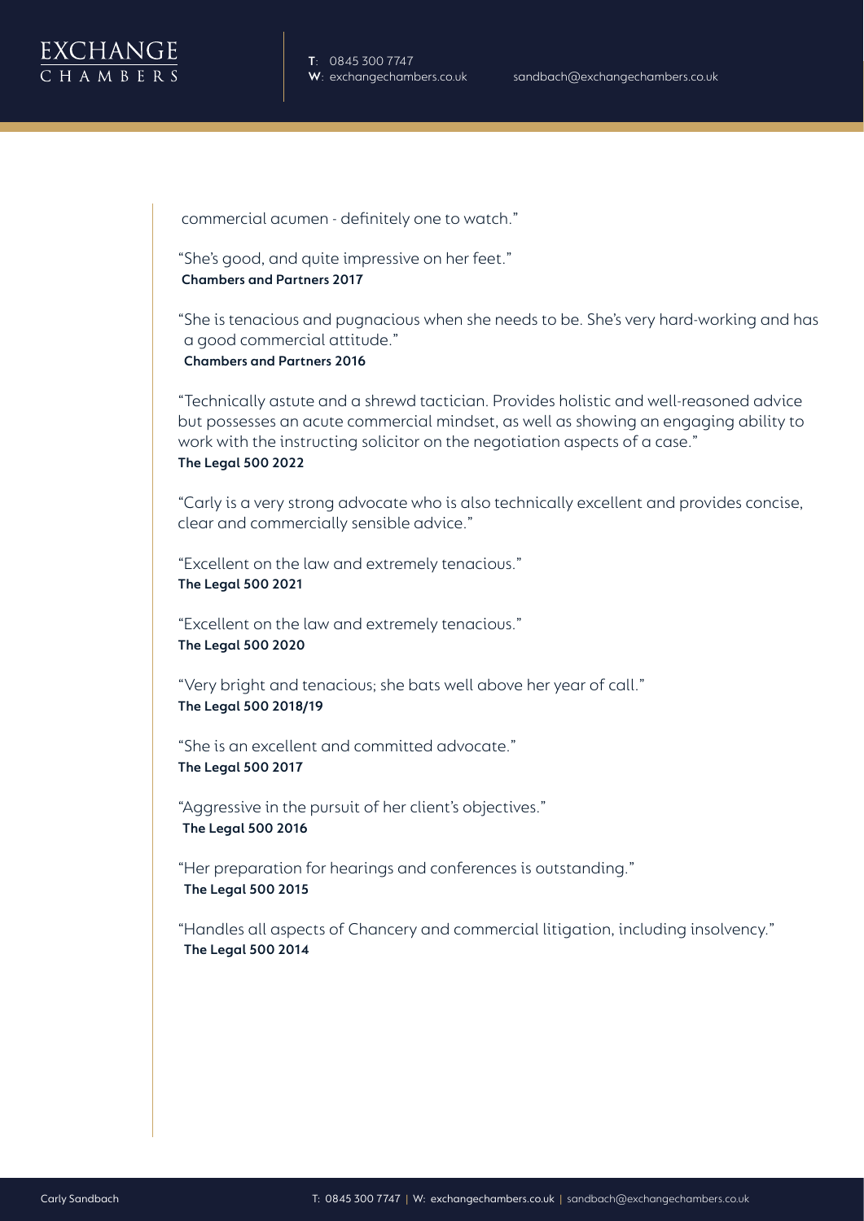commercial acumen - definitely one to watch."

"She's good, and quite impressive on her feet."
**Chambers and Partners 2017**

"She is tenacious and pugnacious when she needs to be. She's very hard-working and has a good commercial attitude."
**Chambers and Partners 2016**

"Technically astute and a shrewd tactician. Provides holistic and well-reasoned advice but possesses an acute commercial mindset, as well as showing an engaging ability to work with the instructing solicitor on the negotiation aspects of a case."
**The Legal 500 2022**

"Carly is a very strong advocate who is also technically excellent and provides concise, clear and commercially sensible advice."

"Excellent on the law and extremely tenacious."
**The Legal 500 2021**

"Excellent on the law and extremely tenacious."
**The Legal 500 2020**

"Very bright and tenacious; she bats well above her year of call."
**The Legal 500 2018/19**

"She is an excellent and committed advocate."
**The Legal 500 2017**

"Aggressive in the pursuit of her client's objectives."
**The Legal 500 2016**

"Her preparation for hearings and conferences is outstanding."
**The Legal 500 2015**

"Handles all aspects of Chancery and commercial litigation, including insolvency."
**The Legal 500 2014**